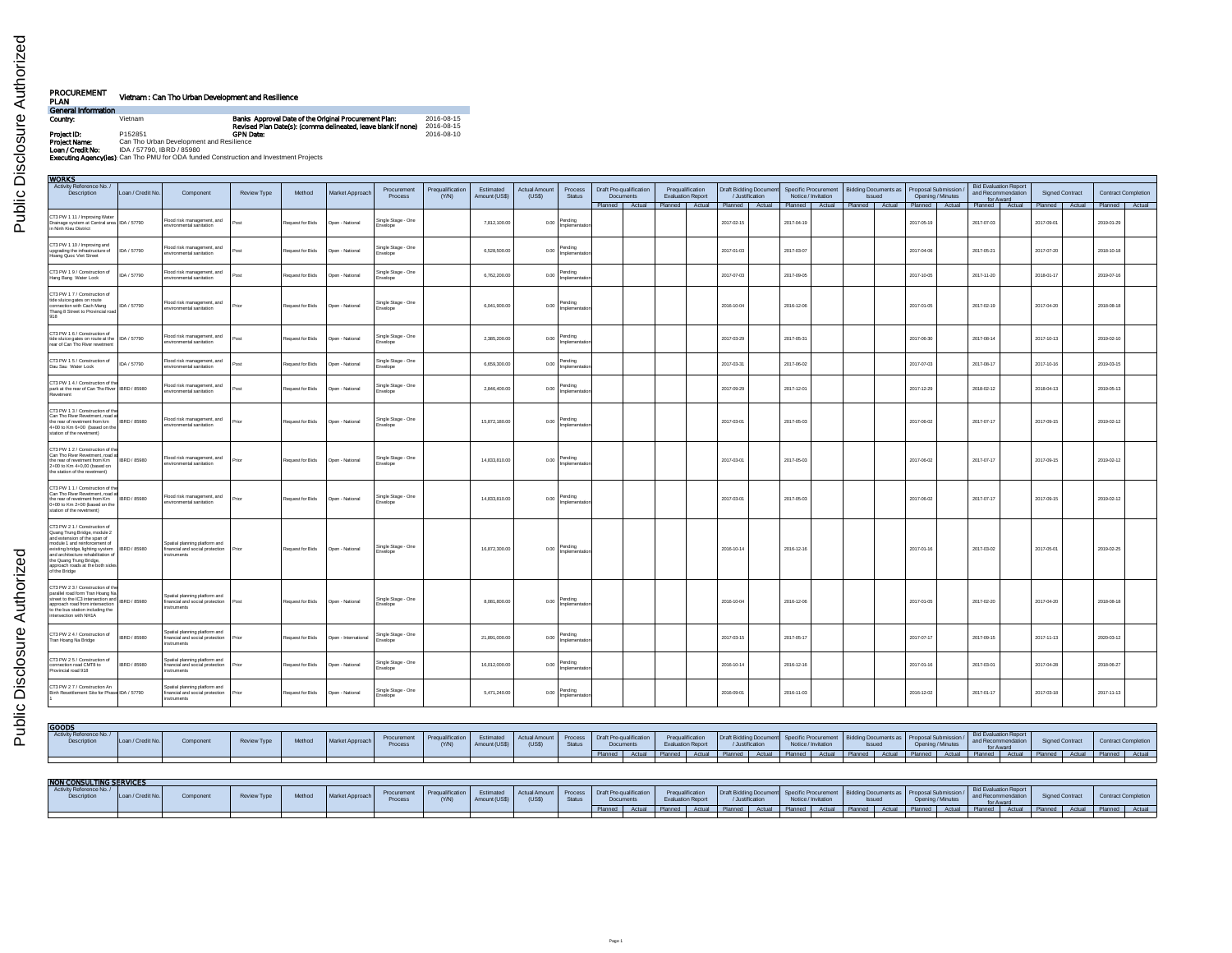Public Disclosure Authorized

# PROCUREMENT PLAN

## Vietnam : Can Tho Urban Development and Resilience

**General Information**

| | | | |
|---|---|---|---|
| **Country:** | Vietnam | **Banks Approval Date of the Original Procurement Plan:** | 2016-08-15 |
| | | **Revised Plan Date(s): (comma delineated, leave blank if none)** | 2016-08-15 |
| **Project ID:** | P152851 | **GPN Date:** | 2016-08-10 |
| **Project Name:** | Can Tho Urban Development and Resilience | | |
| **Loan / Credit No:** | IDA / 57790, IBRD / 85980 | | |
| **Executing Agency(ies):** | Can Tho PMU for ODA funded Construction and Investment Projects | | |

### WORKS

| Activity Reference No. / Description | Loan / Credit No. | Component | Review Type | Method | Market Approach | Procurement Process | Prequalification (Y/N) | Estimated Amount (US$) | Actual Amount (US$) | Process Status | Draft Pre-qualification Documents | | Prequalification Evaluation Report | | Draft Bidding Document / Justification | | Specific Procurement Notice / Invitation | | Bidding Documents as Issued | | Proposal Submission / Opening / Minutes | | Bid Evaluation Report and Recommendation for Award | | Signed Contract | | Contract Completion | |
|---|---|---|---|---|---|---|---|---|---|---|---|---|---|---|---|---|---|---|---|---|---|---|---|---|---|---|---|---|
| | | | | | | | | | | | Planned | Actual | Planned | Actual | Planned | Actual | Planned | Actual | Planned | Actual | Planned | Actual | Planned | Actual | Planned | Actual | Planned | Actual |
| CT3 PW 1 11 / Improving Water Drainage system at Central area in Ninh Kieu District | IDA / 57790 | Flood risk management, and environmental sanitation | Post | Request for Bids | Open - National | Single Stage - One Envelope | | 7,812,100.00 | 0.00 | Pending Implementation | | | | | 2017-02-15 | | 2017-04-19 | | | | 2017-05-19 | | 2017-07-03 | | 2017-09-01 | | 2019-01-29 | |
| CT3 PW 1 10 / Improving and upgrading the infrastructure of Hoang Quoc Viet Street | IDA / 57790 | Flood risk management, and environmental sanitation | Post | Request for Bids | Open - National | Single Stage - One Envelope | | 6,528,500.00 | 0.00 | Pending Implementation | | | | | 2017-01-03 | | 2017-03-07 | | | | 2017-04-06 | | 2017-05-21 | | 2017-07-20 | | 2018-10-18 | |
| CT3 PW 1 9 / Construction of Hang Bang Water Lock | IDA / 57790 | Flood risk management, and environmental sanitation | Post | Request for Bids | Open - National | Single Stage - One Envelope | | 6,762,200.00 | 0.00 | Pending Implementation | | | | | 2017-07-03 | | 2017-09-05 | | | | 2017-10-05 | | 2017-11-20 | | 2018-01-17 | | 2019-07-16 | |
| CT3 PW 1 7 / Construction of tide sluice gates on route connection with Cach Mang Thang 8 Street to Provincial road 918 | IDA / 57790 | Flood risk management, and environmental sanitation | Prior | Request for Bids | Open - National | Single Stage - One Envelope | | 6,041,900.00 | 0.00 | Pending Implementation | | | | | 2016-10-04 | | 2016-12-06 | | | | 2017-01-05 | | 2017-02-19 | | 2017-04-20 | | 2018-08-18 | |
| CT3 PW 1 6 / Construction of tide sluice gates on route at the rear of Can Tho River revetment | IDA / 57790 | Flood risk management, and environmental sanitation | Post | Request for Bids | Open - National | Single Stage - One Envelope | | 2,385,200.00 | 0.00 | Pending Implementation | | | | | 2017-03-29 | | 2017-05-31 | | | | 2017-06-30 | | 2017-08-14 | | 2017-10-13 | | 2019-02-10 | |
| CT3 PW 1 5 / Construction of Dau Sau Water Lock | IDA / 57790 | Flood risk management, and environmental sanitation | Post | Request for Bids | Open - National | Single Stage - One Envelope | | 6,659,300.00 | 0.00 | Pending Implementation | | | | | 2017-03-31 | | 2017-06-02 | | | | 2017-07-03 | | 2017-08-17 | | 2017-10-16 | | 2019-03-15 | |
| CT3 PW 1 4 / Construction of the park at the rear of Can Tho River Revetment | IBRD / 85980 | Flood risk management, and environmental sanitation | Post | Request for Bids | Open - National | Single Stage - One Envelope | | 2,846,400.00 | 0.00 | Pending Implementation | | | | | 2017-09-29 | | 2017-12-01 | | | | 2017-12-29 | | 2018-02-12 | | 2018-04-13 | | 2019-05-13 | |
| CT3 PW 1 3 / Construction of the Can Tho River Revetment, road at the rear of revetment from Km 4+00 to Km 6+00 (based on the station of the revetment) | IBRD / 85980 | Flood risk management, and environmental sanitation | Prior | Request for Bids | Open - National | Single Stage - One Envelope | | 15,872,180.00 | 0.00 | Pending Implementation | | | | | 2017-03-01 | | 2017-05-03 | | | | 2017-06-02 | | 2017-07-17 | | 2017-09-15 | | 2019-02-12 | |
| CT3 PW 1 2 / Construction of the Can Tho River Revetment, road at the rear of revetment from Km 2+00 to Km 4+0,00 (based on the station of the revetment) | IBRD / 85980 | Flood risk management, and environmental sanitation | Prior | Request for Bids | Open - National | Single Stage - One Envelope | | 14,833,810.00 | 0.00 | Pending Implementation | | | | | 2017-03-01 | | 2017-05-03 | | | | 2017-06-02 | | 2017-07-17 | | 2017-09-15 | | 2019-02-12 | |
| CT3 PW 1 1 / Construction of the Can Tho River Revetment, road at the rear of revetment from Km 0+00 to Km 2+00 (based on the station of the revetment) 1 | IBRD / 85980 | Flood risk management, and environmental sanitation | Prior | Request for Bids | Open - National | Single Stage - One Envelope | | 14,833,810.00 | 0.00 | Pending Implementation | | | | | 2017-03-01 | | 2017-05-03 | | | | 2017-06-02 | | 2017-07-17 | | 2017-09-15 | | 2019-02-12 | |
| CT3 PW 2 1 / Construction of Quang Trung Bridge, module 2 and extension of the span of module 1 and reinforcement of existing bridge, lighting system and architecture rehabilitation of the Quang Trung Bridge, approach roads at the both sides of the Bridge | IBRD / 85980 | Spatial planning platform and financial and social protection instruments | Prior | Request for Bids | Open - National | Single Stage - One Envelope | | 16,872,300.00 | 0.00 | Pending Implementation | | | | | 2016-10-14 | | 2016-12-16 | | | | 2017-01-16 | | 2017-03-02 | | 2017-05-01 | | 2019-02-25 | |
| CT3 PW 2 3 / Construction of the parallel road form Tran Hoang Na street to the IC3 intersection and approach road from intersection to the bus station including the intersection with NH1A | IBRD / 85980 | Spatial planning platform and financial and social protection instruments | Post | Request for Bids | Open - National | Single Stage - One Envelope | | 8,081,800.00 | 0.00 | Pending Implementation | | | | | 2016-10-04 | | 2016-12-06 | | | | 2017-01-05 | | 2017-02-20 | | 2017-04-20 | | 2018-08-18 | |
| CT3 PW 2 4 / Construction of Tran Hoang Na Bridge | IBRD / 85980 | Spatial planning platform and financial and social protection instruments | Prior | Request for Bids | Open - International | Single Stage - One Envelope | | 21,891,000.00 | 0.00 | Pending Implementation | | | | | 2017-03-15 | | 2017-05-17 | | | | 2017-07-17 | | 2017-09-15 | | 2017-11-13 | | 2020-03-12 | |
| CT3 PW 2 5 / Construction of connection road CMT8 to Provincial road 918 | IBRD / 85980 | Spatial planning platform and financial and social protection instruments | Prior | Request for Bids | Open - National | Single Stage - One Envelope | | 16,012,000.00 | 0.00 | Pending Implementation | | | | | 2016-10-14 | | 2016-12-16 | | | | 2017-01-16 | | 2017-03-01 | | 2017-04-28 | | 2018-06-27 | |
| CT3 PW 2 7 / Construction An Binh Resettlement Site for Phase I | IDA / 57790 | Spatial planning platform and financial and social protection instruments | Prior | Request for Bids | Open - National | Single Stage - One Envelope | | 5,471,240.00 | 0.00 | Pending Implementation | | | | | 2016-09-01 | | 2016-11-03 | | | | 2016-12-02 | | 2017-01-17 | | 2017-03-18 | | 2017-11-13 | |

### GOODS

| Activity Reference No. / Description | Loan / Credit No. | Component | Review Type | Method | Market Approach | Procurement Process | Prequalification (Y/N) | Estimated Amount (US$) | Actual Amount (US$) | Process Status | Draft Pre-qualification Documents | | Prequalification Evaluation Report | | Draft Bidding Document / Justification | | Specific Procurement Notice / Invitation | | Bidding Documents as Issued | | Proposal Submission / Opening / Minutes | | Bid Evaluation Report and Recommendation for Award | | Signed Contract | | Contract Completion | |
|---|---|---|---|---|---|---|---|---|---|---|---|---|---|---|---|---|---|---|---|---|---|---|---|---|---|---|---|---|
| | | | | | | | | | | | Planned | Actual | Planned | Actual | Planned | Actual | Planned | Actual | Planned | Actual | Planned | Actual | Planned | Actual | Planned | Actual | Planned | Actual |

### NON CONSULTING SERVICES

| Activity Reference No. / Description | Loan / Credit No. | Component | Review Type | Method | Market Approach | Procurement Process | Prequalification (Y/N) | Estimated Amount (US$) | Actual Amount (US$) | Process Status | Draft Pre-qualification Documents | | Prequalification Evaluation Report | | Draft Bidding Document / Justification | | Specific Procurement Notice / Invitation | | Bidding Documents as Issued | | Proposal Submission / Opening / Minutes | | Bid Evaluation Report and Recommendation for Award | | Signed Contract | | Contract Completion | |
|---|---|---|---|---|---|---|---|---|---|---|---|---|---|---|---|---|---|---|---|---|---|---|---|---|---|---|---|---|
| | | | | | | | | | | | Planned | Actual | Planned | Actual | Planned | Actual | Planned | Actual | Planned | Actual | Planned | Actual | Planned | Actual | Planned | Actual | Planned | Actual |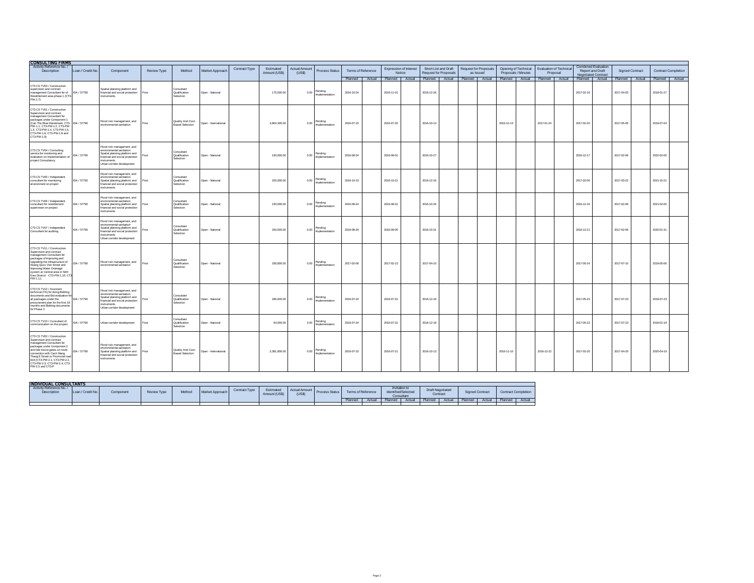## CONSULTING FIRMS

| Activity Reference No. / Description | Loan / Credit No. | Component | Review Type | Method | Market Approach | Contract Type | Estimated Amount (US$) | Actual Amount (US$) | Process Status | Terms of Reference | | Expression of Interest Notice | | Short List and Draft Request for Proposals | | Request for Proposals as Issued | | Opening of Technical Proposals / Minutes | | Evaluation of Technical Proposal | | Combined Evaluation Report and Draft Negotiated Contract | | Signed Contract | | Contract Completion | |
|---|---|---|---|---|---|---|---|---|---|---|---|---|---|---|---|---|---|---|---|---|---|---|---|---|---|---|---|
| | | | | | | | | | | Planned | Actual | Planned | Actual | Planned | Actual | Planned | Actual | Planned | Actual | Planned | Actual | Planned | Actual | Planned | Actual | Planned | Actual |
| CT3 CS TV03 / Construction supervision and contract management Consultant for of Resettlement area phase 1 (CT3-PW-2.7) | IDA / 57790 | Spatial planning platform and financial and social protection instruments | Prior | Consultant Qualification Selection | Open - National | | 175,500.00 | 0.00 | Pending Implementation | 2016-10-24 | | 2016-11-01 | | 2016-12-26 | | | | | | | | 2017-02-16 | | 2017-04-03 | | 2018-01-27 | |
| CT3 CS TV01 / Construction Supervision and contract management Consultant for packages under Component 1 (Can Tho River Revetment: CT3-PW-1.1, CT3-PW-1.2, CT3-PW-1.3, CT3-PW-1.4, CT3-PW-1.5, CT3-PW-1.6, CT3-PW-1.8 and CT3-PW-1.9) | IDA / 57790 | Flood risk management, and environmental sanitation | Prior | Quality And Cost-Based Selection | Open - International | | 3,804,300.00 | 0.00 | Pending Implementation | 2016-07-15 | | 2016-07-20 | | 2016-10-13 | | | | 2016-12-13 | | 2017-01-24 | | 2017-02-20 | | 2017-05-05 | | 2019-07-04 | |
| CT3 CS TV04 / Consulting service for monitoring and evaluation on implementation of project Consultancy | IDA / 57790 | Flood risk management, and environmental sanitation Spatial planning platform and financial and social protection instruments Urban corridor development | Post | Consultant Qualification Selection | Open - National | | 150,000.00 | 0.00 | Pending Implementation | 2016-08-24 | | 2016-09-01 | | 2016-10-27 | | | | | | | | 2016-12-17 | | 2017-02-06 | | 2022-02-05 | |
| CT3 CS TV05 / Independent consultant for monitoring environment on project | IDA / 57790 | Flood risk management, and environmental sanitation Spatial planning platform and financial and social protection instruments | Post | Consultant Qualification Selection | Open - National | | 200,000.00 | 0.00 | Pending Implementation | 2016-10-13 | | 2016-10-21 | | 2016-12-16 | | | | | | | | 2017-02-06 | | 2017-03-22 | | 2021-10-21 | |
| CT3 CS TV06 / Independent consultant for resettlement supervision on project | IDA / 57790 | Flood risk management, and environmental sanitation Spatial planning platform and financial and social protection instruments | Post | Consultant Qualification Selection | Open - National | | 150,000.00 | 0.00 | Pending Implementation | 2016-08-24 | | 2016-08-31 | | 2016-10-26 | | | | | | | | 2016-12-16 | | 2017-02-06 | | 2021-02-05 | |
| CT3 CS TV07 / Independent Consultant for auditing | IDA / 57790 | Flood risk management, and environmental sanitation Spatial planning platform and financial and social protection instruments Urban corridor development | Prior | Consultant Qualification Selection | Open - National | | 250,000.00 | 0.00 | Pending Implementation | 2016-08-29 | | 2016-09-05 | | 2016-10-31 | | | | | | | | 2016-12-21 | | 2017-02-06 | | 2020-01-31 | |
| CT3 CS TV11 / Construction Supervision and contract management Consultant for packages of Improving and upgrading the infrastructure of Hoang Quoc Viet Street and Improving Water Drainage system at Central area in Ninh Kieu District: CT3-PW-1.10, CT3-PW-1.11. | IDA / 57790 | Flood risk management, and environmental sanitation | Prior | Consultant Qualification Selection | Open - National | | 295,800.00 | 0.00 | Pending Implementation | 2017-02-06 | | 2017-02-13 | | 2017-04-10 | | | | | | | | 2017-05-24 | | 2017-07-10 | | 2019-05-06 | |
| CT3 CS TV12 / Assistant technical (TA) for doing Bidding documents and Bid evaluation for all packages under the procurement plan for the first 18 months and Bidding documents for Phase 2 | IDA / 57790 | Flood risk management, and environmental sanitation Spatial planning platform and financial and social protection instruments Urban corridor development | Prior | Consultant Qualification Selection | Open - National | | 280,000.00 | 0.00 | Pending Implementation | 2016-07-24 | | 2016-07-31 | | 2016-12-18 | | | | | | | | 2017-05-23 | | 2017-07-23 | | 2019-07-23 | |
| CT3 CS TV13 / Consultant of communication on the project. | IDA / 57790 | Urban corridor development | Post | Consultant Qualification Selection | Open - National | | 94,000.00 | 0.00 | Pending Implementation | 2016-07-24 | | 2016-07-31 | | 2016-12-18 | | | | | | | | 2017-05-23 | | 2017-07-23 | | 2019-01-18 | |
| CT3 CS TV02 / Construction Supervision and contract management Consultant for packages under Component 2 and tide sluice gates on route connection with Cach Mang Thang 8 Street to Provincial road 918 (CT3-PW-2.1, CT3-PW-2.2, CT3-PW-2.3, CT3-PW-2.4, CT3-PW-2.5 and CT3-P | IDA / 57790 | Flood risk management, and environmental sanitation Spatial planning platform and financial and social protection instruments | Prior | Quality And Cost-Based Selection | Open - International | | 3,381,800.00 | 0.00 | Pending Implementation | 2016-07-15 | | 2016-07-21 | | 2016-10-13 | | | | 2016-11-10 | | 2016-12-22 | | 2017-02-20 | | 2017-04-20 | | 2020-04-19 | |

## INDIVIDUAL CONSULTANTS

| Activity Reference No. / Description | Loan / Credit No. | Component | Review Type | Method | Market Approach | Contract Type | Estimated Amount (US$) | Actual Amount (US$) | Process Status | Terms of Reference | | Invitation to Identified/Selected Consultant | | Draft Negotiated Contract | | Signed Contract | | Contract Completion | |
|---|---|---|---|---|---|---|---|---|---|---|---|---|---|---|---|---|---|---|---|
| | | | | | | | | | | Planned | Actual | Planned | Actual | Planned | Actual | Planned | Actual | Planned | Actual |
| | | | | | | | | | | | | | | | | | | | |